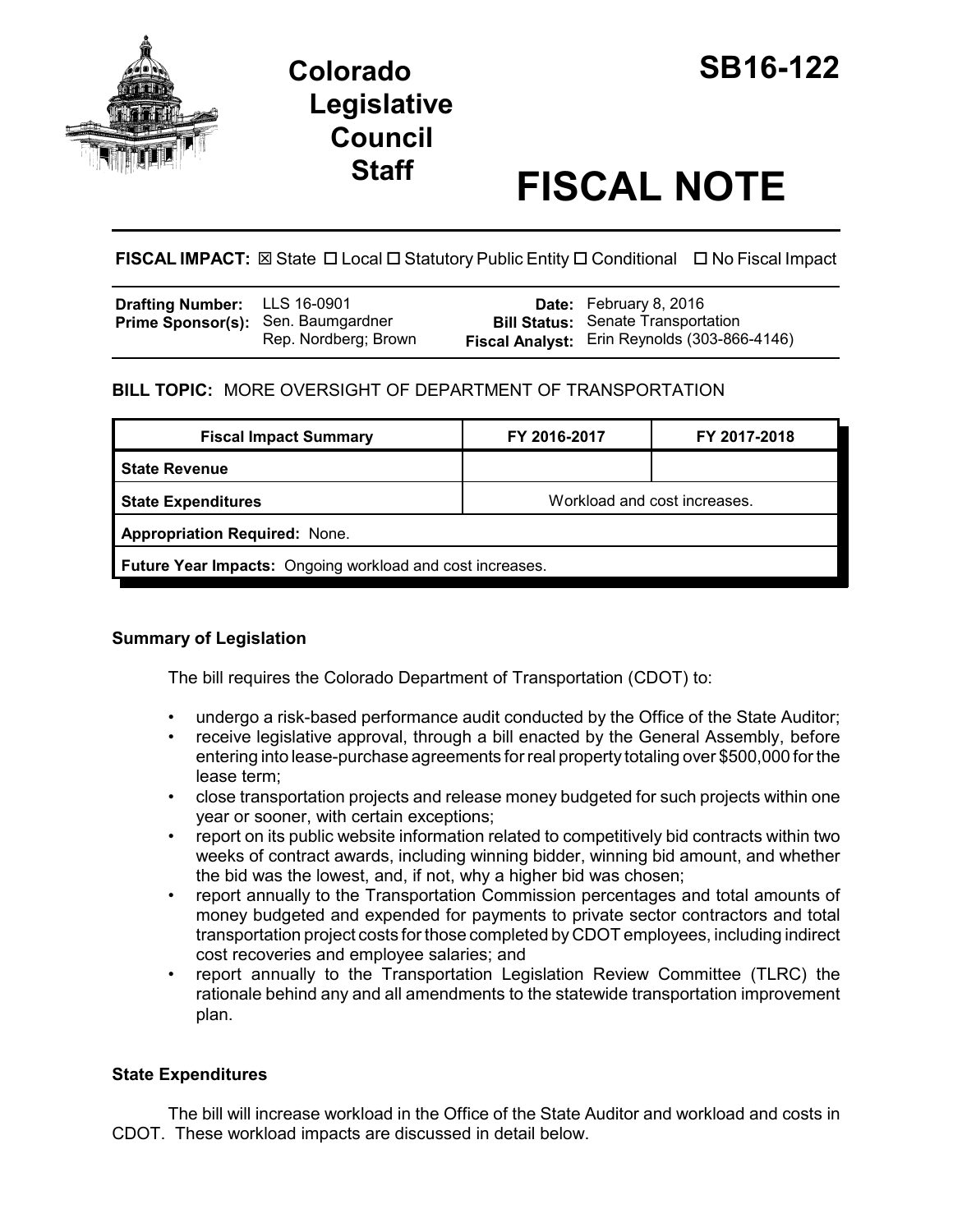# Colorado Legislative Council Staff

# SB16-122

# FISCAL NOTE

**FISCAL IMPACT:** ☒ State ☐ Local ☐ Statutory Public Entity ☐ Conditional ☐ No Fiscal Impact

| | | | |
|---|---|---|---|
| **Drafting Number:** | LLS 16-0901 | **Date:** | February 8, 2016 |
| **Prime Sponsor(s):** | Sen. Baumgardner<br>Rep. Nordberg; Brown | **Bill Status:** | Senate Transportation |
| | | **Fiscal Analyst:** | Erin Reynolds (303-866-4146) |

**BILL TOPIC:** MORE OVERSIGHT OF DEPARTMENT OF TRANSPORTATION

| Fiscal Impact Summary | FY 2016-2017 | FY 2017-2018 |
|---|---|---|
| **State Revenue** | | |
| **State Expenditures** | Workload and cost increases. | |
| **Appropriation Required:** None. | | |
| **Future Year Impacts:** Ongoing workload and cost increases. | | |

### Summary of Legislation

The bill requires the Colorado Department of Transportation (CDOT) to:

- undergo a risk-based performance audit conducted by the Office of the State Auditor;
- receive legislative approval, through a bill enacted by the General Assembly, before entering into lease-purchase agreements for real property totaling over $500,000 for the lease term;
- close transportation projects and release money budgeted for such projects within one year or sooner, with certain exceptions;
- report on its public website information related to competitively bid contracts within two weeks of contract awards, including winning bidder, winning bid amount, and whether the bid was the lowest, and, if not, why a higher bid was chosen;
- report annually to the Transportation Commission percentages and total amounts of money budgeted and expended for payments to private sector contractors and total transportation project costs for those completed by CDOT employees, including indirect cost recoveries and employee salaries; and
- report annually to the Transportation Legislation Review Committee (TLRC) the rationale behind any and all amendments to the statewide transportation improvement plan.

### State Expenditures

The bill will increase workload in the Office of the State Auditor and workload and costs in CDOT. These workload impacts are discussed in detail below.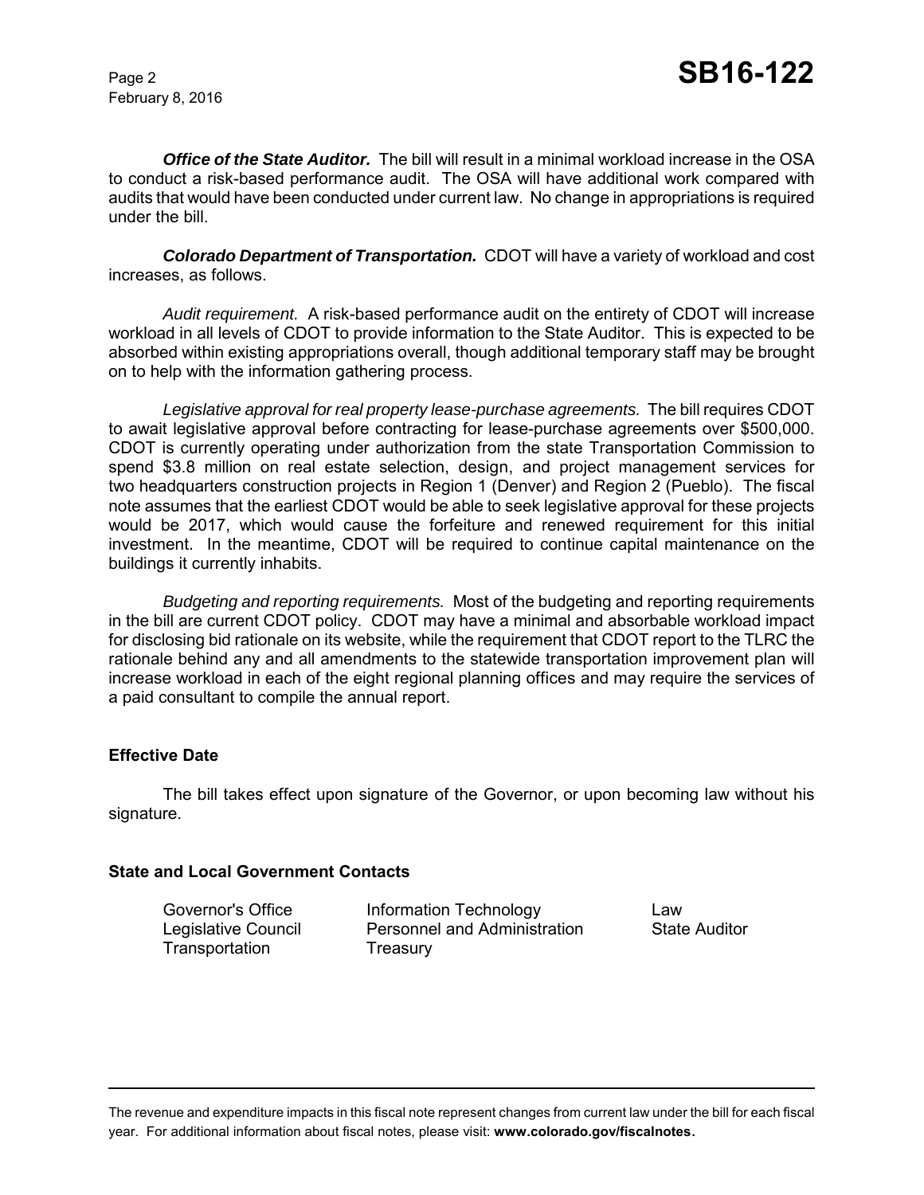***Office of the State Auditor.*** The bill will result in a minimal workload increase in the OSA to conduct a risk-based performance audit. The OSA will have additional work compared with audits that would have been conducted under current law. No change in appropriations is required under the bill.

***Colorado Department of Transportation.*** CDOT will have a variety of workload and cost increases, as follows.

*Audit requirement.* A risk-based performance audit on the entirety of CDOT will increase workload in all levels of CDOT to provide information to the State Auditor. This is expected to be absorbed within existing appropriations overall, though additional temporary staff may be brought on to help with the information gathering process.

*Legislative approval for real property lease-purchase agreements.* The bill requires CDOT to await legislative approval before contracting for lease-purchase agreements over $500,000. CDOT is currently operating under authorization from the state Transportation Commission to spend $3.8 million on real estate selection, design, and project management services for two headquarters construction projects in Region 1 (Denver) and Region 2 (Pueblo). The fiscal note assumes that the earliest CDOT would be able to seek legislative approval for these projects would be 2017, which would cause the forfeiture and renewed requirement for this initial investment. In the meantime, CDOT will be required to continue capital maintenance on the buildings it currently inhabits.

*Budgeting and reporting requirements.* Most of the budgeting and reporting requirements in the bill are current CDOT policy. CDOT may have a minimal and absorbable workload impact for disclosing bid rationale on its website, while the requirement that CDOT report to the TLRC the rationale behind any and all amendments to the statewide transportation improvement plan will increase workload in each of the eight regional planning offices and may require the services of a paid consultant to compile the annual report.

### Effective Date

The bill takes effect upon signature of the Governor, or upon becoming law without his signature.

### State and Local Government Contacts

| | | |
|---|---|---|
| Governor's Office | Information Technology | Law |
| Legislative Council | Personnel and Administration | State Auditor |
| Transportation | Treasury | |

The revenue and expenditure impacts in this fiscal note represent changes from current law under the bill for each fiscal year. For additional information about fiscal notes, please visit: **www.colorado.gov/fiscalnotes.**